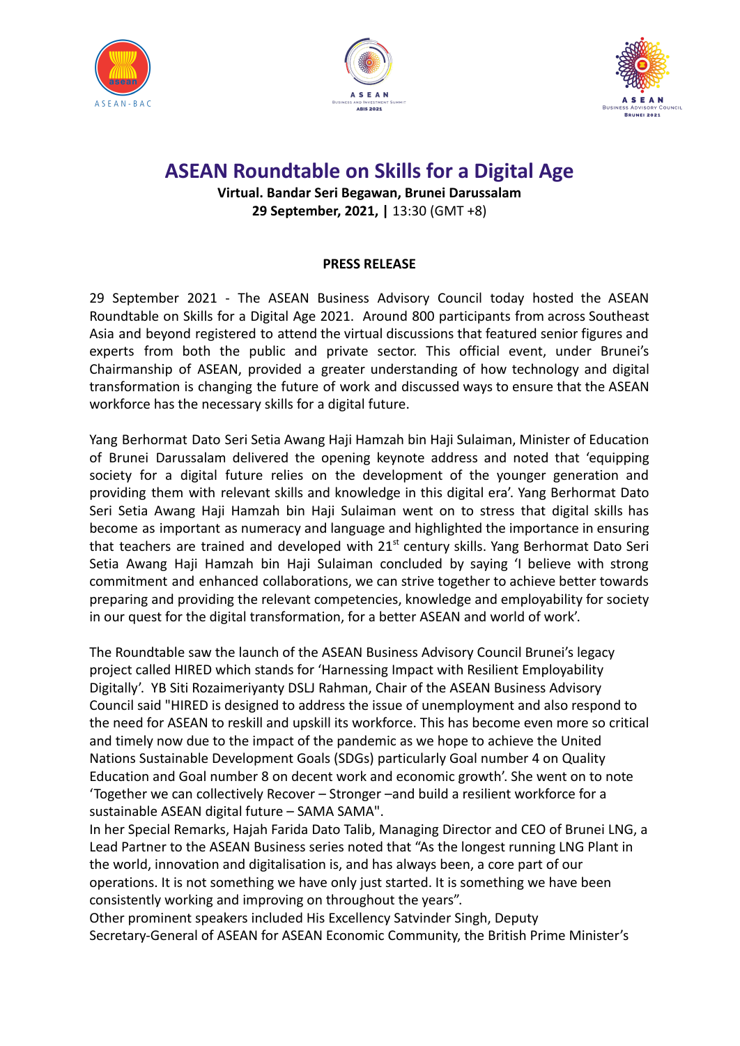# ASEAN Roundtable on Skills for a Digital Age

**Virtual. Bandar Seri Begawan, Brunei Darussalam**
**29 September, 2021, |** 13:30 (GMT +8)

**PRESS RELEASE**

29 September 2021 - The ASEAN Business Advisory Council today hosted the ASEAN Roundtable on Skills for a Digital Age 2021. Around 800 participants from across Southeast Asia and beyond registered to attend the virtual discussions that featured senior figures and experts from both the public and private sector. This official event, under Brunei's Chairmanship of ASEAN, provided a greater understanding of how technology and digital transformation is changing the future of work and discussed ways to ensure that the ASEAN workforce has the necessary skills for a digital future.

Yang Berhormat Dato Seri Setia Awang Haji Hamzah bin Haji Sulaiman, Minister of Education of Brunei Darussalam delivered the opening keynote address and noted that 'equipping society for a digital future relies on the development of the younger generation and providing them with relevant skills and knowledge in this digital era'. Yang Berhormat Dato Seri Setia Awang Haji Hamzah bin Haji Sulaiman went on to stress that digital skills has become as important as numeracy and language and highlighted the importance in ensuring that teachers are trained and developed with 21st century skills. Yang Berhormat Dato Seri Setia Awang Haji Hamzah bin Haji Sulaiman concluded by saying 'I believe with strong commitment and enhanced collaborations, we can strive together to achieve better towards preparing and providing the relevant competencies, knowledge and employability for society in our quest for the digital transformation, for a better ASEAN and world of work'.

The Roundtable saw the launch of the ASEAN Business Advisory Council Brunei's legacy project called HIRED which stands for 'Harnessing Impact with Resilient Employability Digitally'. YB Siti Rozaimeriyanty DSLJ Rahman, Chair of the ASEAN Business Advisory Council said "HIRED is designed to address the issue of unemployment and also respond to the need for ASEAN to reskill and upskill its workforce. This has become even more so critical and timely now due to the impact of the pandemic as we hope to achieve the United Nations Sustainable Development Goals (SDGs) particularly Goal number 4 on Quality Education and Goal number 8 on decent work and economic growth'. She went on to note 'Together we can collectively Recover – Stronger –and build a resilient workforce for a sustainable ASEAN digital future – SAMA SAMA".

In her Special Remarks, Hajah Farida Dato Talib, Managing Director and CEO of Brunei LNG, a Lead Partner to the ASEAN Business series noted that "As the longest running LNG Plant in the world, innovation and digitalisation is, and has always been, a core part of our operations. It is not something we have only just started. It is something we have been consistently working and improving on throughout the years".

Other prominent speakers included His Excellency Satvinder Singh, Deputy Secretary-General of ASEAN for ASEAN Economic Community, the British Prime Minister's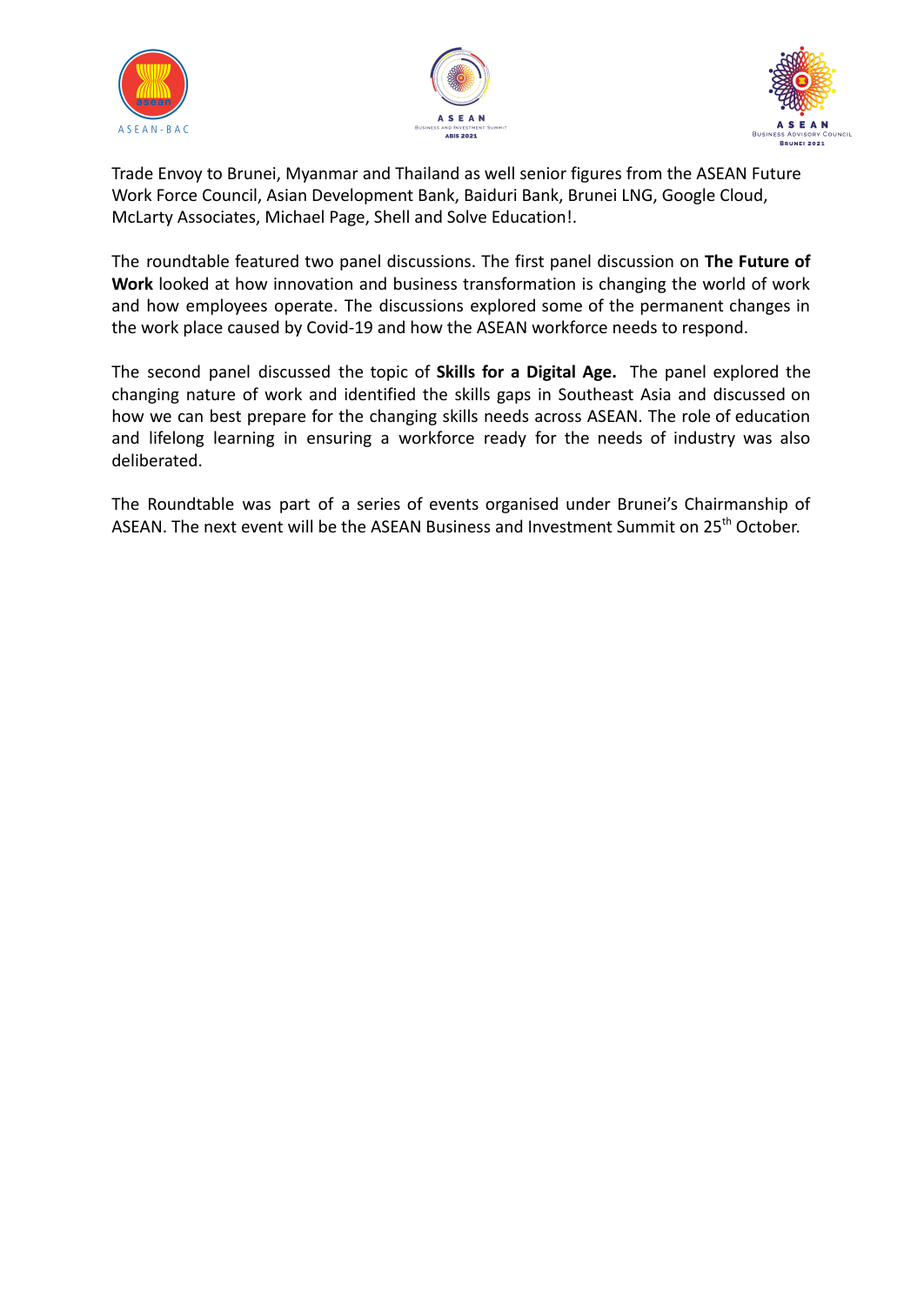Trade Envoy to Brunei, Myanmar and Thailand as well senior figures from the ASEAN Future Work Force Council, Asian Development Bank, Baiduri Bank, Brunei LNG, Google Cloud, McLarty Associates, Michael Page, Shell and Solve Education!.

The roundtable featured two panel discussions. The first panel discussion on **The Future of Work** looked at how innovation and business transformation is changing the world of work and how employees operate. The discussions explored some of the permanent changes in the work place caused by Covid-19 and how the ASEAN workforce needs to respond.

The second panel discussed the topic of **Skills for a Digital Age.** The panel explored the changing nature of work and identified the skills gaps in Southeast Asia and discussed on how we can best prepare for the changing skills needs across ASEAN. The role of education and lifelong learning in ensuring a workforce ready for the needs of industry was also deliberated.

The Roundtable was part of a series of events organised under Brunei's Chairmanship of ASEAN. The next event will be the ASEAN Business and Investment Summit on 25th October.